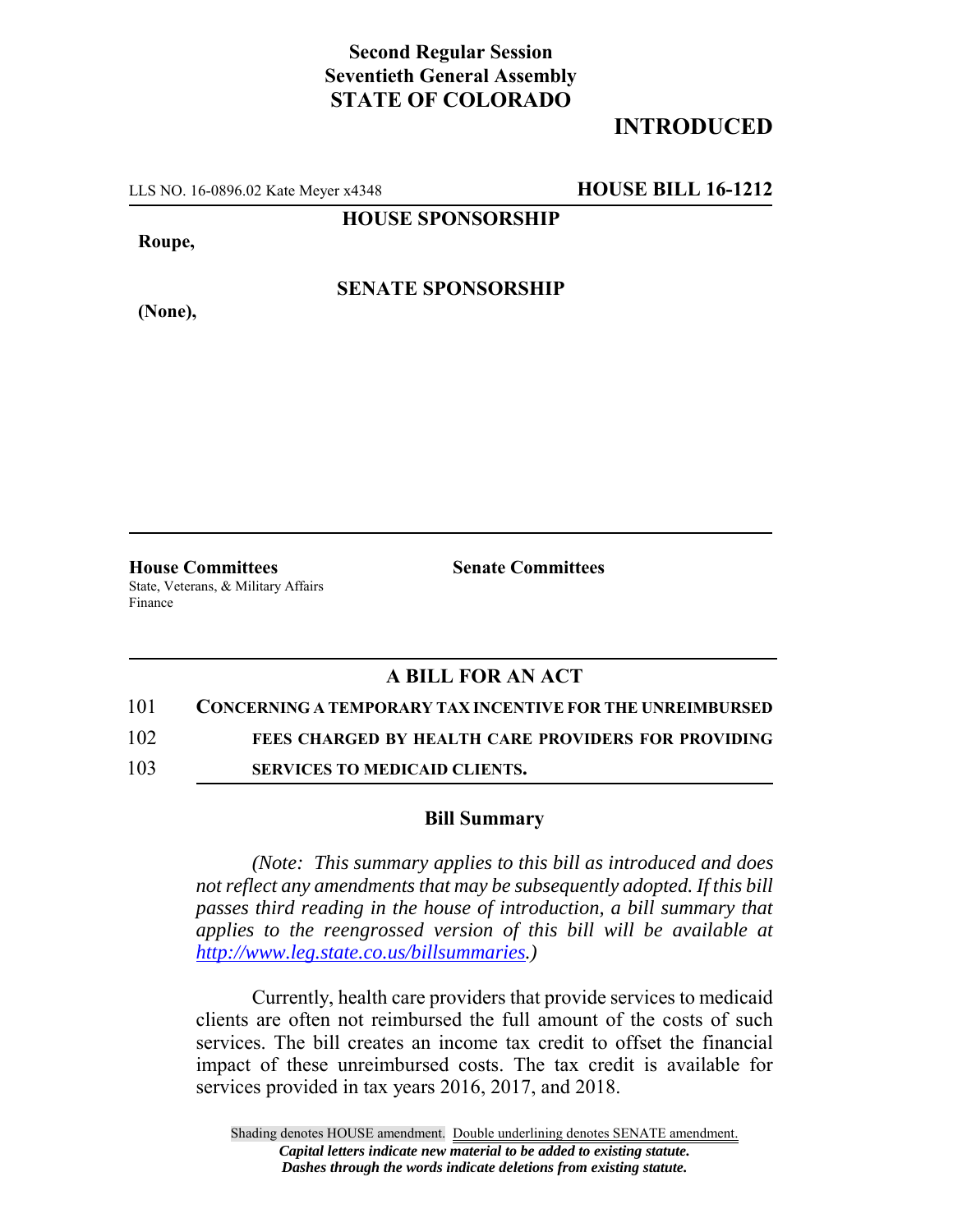**Second Regular Session**
**Seventieth General Assembly**
**STATE OF COLORADO**

**INTRODUCED**

LLS NO. 16-0896.02 Kate Meyer x4348 **HOUSE BILL 16-1212**

**HOUSE SPONSORSHIP**

**Roupe,**

**SENATE SPONSORSHIP**

**(None),**

**House Committees**
State, Veterans, & Military Affairs
Finance

**Senate Committees**

## A BILL FOR AN ACT

101 **CONCERNING A TEMPORARY TAX INCENTIVE FOR THE UNREIMBURSED**
102 **FEES CHARGED BY HEALTH CARE PROVIDERS FOR PROVIDING**
103 **SERVICES TO MEDICAID CLIENTS.**

### Bill Summary

*(Note: This summary applies to this bill as introduced and does not reflect any amendments that may be subsequently adopted. If this bill passes third reading in the house of introduction, a bill summary that applies to the reengrossed version of this bill will be available at http://www.leg.state.co.us/billsummaries.)*

Currently, health care providers that provide services to medicaid clients are often not reimbursed the full amount of the costs of such services. The bill creates an income tax credit to offset the financial impact of these unreimbursed costs. The tax credit is available for services provided in tax years 2016, 2017, and 2018.

Shading denotes HOUSE amendment. Double underlining denotes SENATE amendment.
*Capital letters indicate new material to be added to existing statute.*
*Dashes through the words indicate deletions from existing statute.*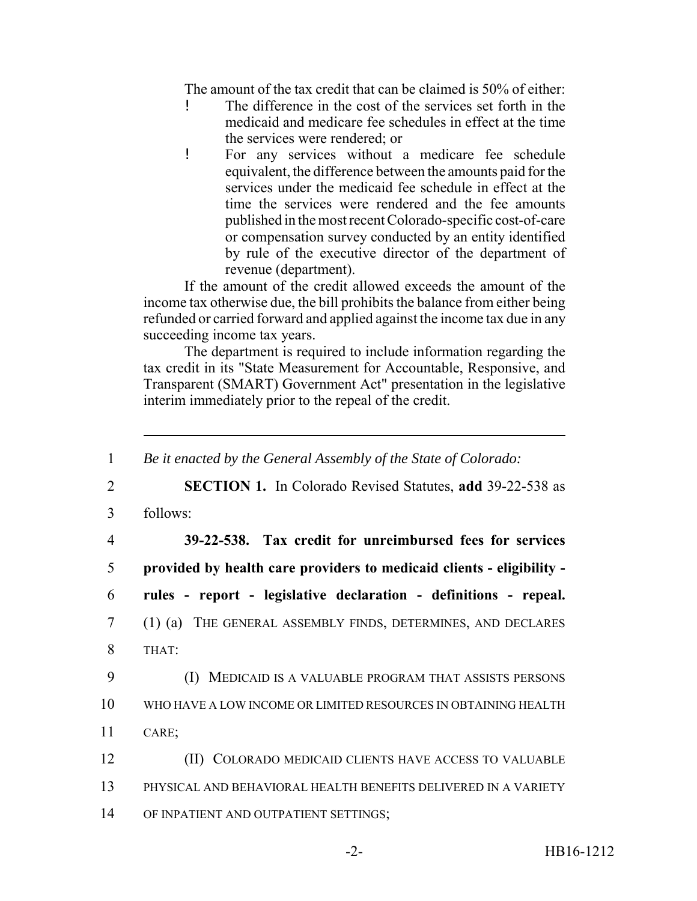The amount of the tax credit that can be claimed is 50% of either:

- The difference in the cost of the services set forth in the medicaid and medicare fee schedules in effect at the time the services were rendered; or
- For any services without a medicare fee schedule equivalent, the difference between the amounts paid for the services under the medicaid fee schedule in effect at the time the services were rendered and the fee amounts published in the most recent Colorado-specific cost-of-care or compensation survey conducted by an entity identified by rule of the executive director of the department of revenue (department).

If the amount of the credit allowed exceeds the amount of the income tax otherwise due, the bill prohibits the balance from either being refunded or carried forward and applied against the income tax due in any succeeding income tax years.

The department is required to include information regarding the tax credit in its "State Measurement for Accountable, Responsive, and Transparent (SMART) Government Act" presentation in the legislative interim immediately prior to the repeal of the credit.

---

1 *Be it enacted by the General Assembly of the State of Colorado:*

2 **SECTION 1.** In Colorado Revised Statutes, **add** 39-22-538 as
3 follows:

4 **39-22-538. Tax credit for unreimbursed fees for services**
5 **provided by health care providers to medicaid clients - eligibility -**
6 **rules - report - legislative declaration - definitions - repeal.**
7 (1) (a) THE GENERAL ASSEMBLY FINDS, DETERMINES, AND DECLARES
8 THAT:

9 (I) MEDICAID IS A VALUABLE PROGRAM THAT ASSISTS PERSONS
10 WHO HAVE A LOW INCOME OR LIMITED RESOURCES IN OBTAINING HEALTH
11 CARE;

12 (II) COLORADO MEDICAID CLIENTS HAVE ACCESS TO VALUABLE
13 PHYSICAL AND BEHAVIORAL HEALTH BENEFITS DELIVERED IN A VARIETY
14 OF INPATIENT AND OUTPATIENT SETTINGS;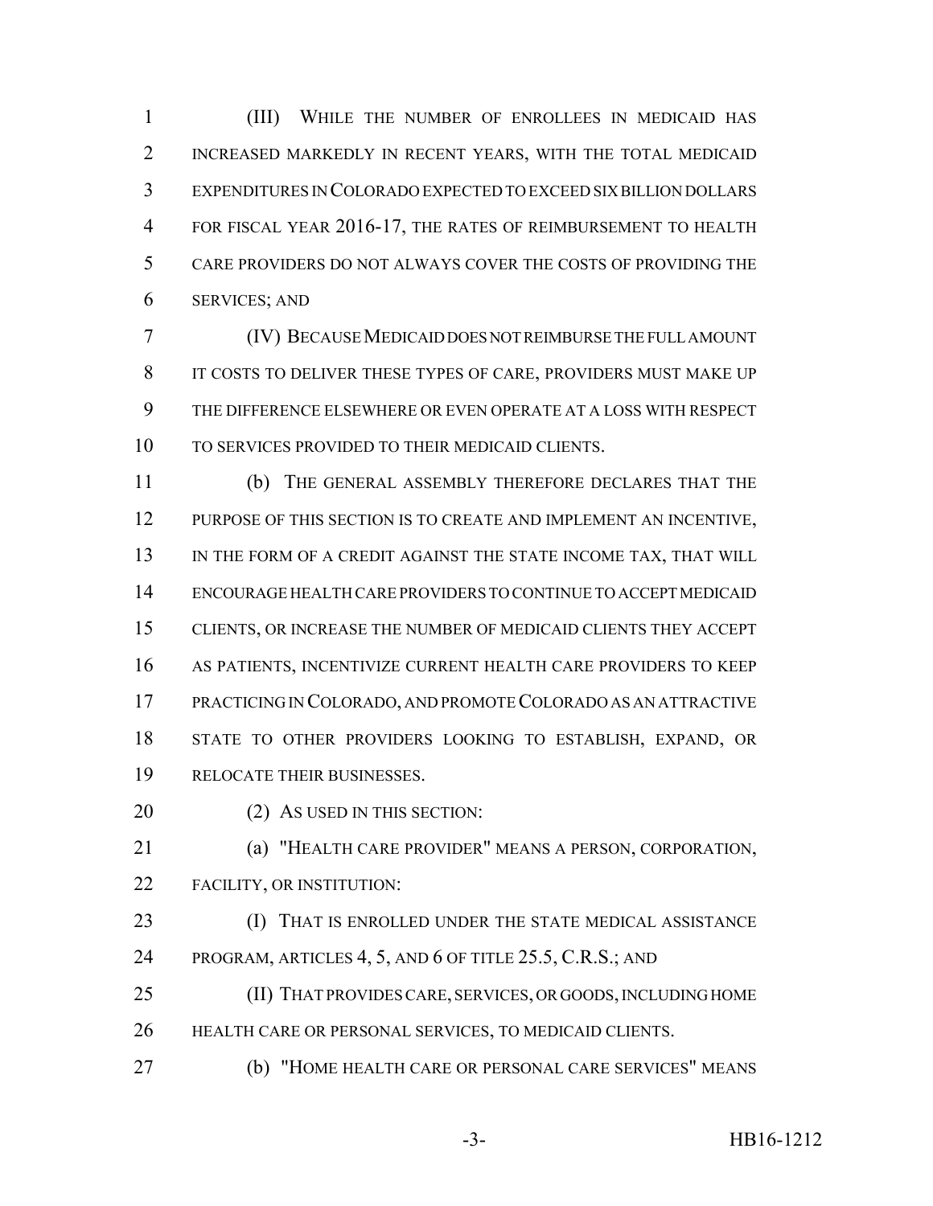(III) WHILE THE NUMBER OF ENROLLEES IN MEDICAID HAS INCREASED MARKEDLY IN RECENT YEARS, WITH THE TOTAL MEDICAID EXPENDITURES IN COLORADO EXPECTED TO EXCEED SIX BILLION DOLLARS FOR FISCAL YEAR 2016-17, THE RATES OF REIMBURSEMENT TO HEALTH CARE PROVIDERS DO NOT ALWAYS COVER THE COSTS OF PROVIDING THE SERVICES; AND

(IV) BECAUSE MEDICAID DOES NOT REIMBURSE THE FULL AMOUNT IT COSTS TO DELIVER THESE TYPES OF CARE, PROVIDERS MUST MAKE UP THE DIFFERENCE ELSEWHERE OR EVEN OPERATE AT A LOSS WITH RESPECT TO SERVICES PROVIDED TO THEIR MEDICAID CLIENTS.

(b) THE GENERAL ASSEMBLY THEREFORE DECLARES THAT THE PURPOSE OF THIS SECTION IS TO CREATE AND IMPLEMENT AN INCENTIVE, IN THE FORM OF A CREDIT AGAINST THE STATE INCOME TAX, THAT WILL ENCOURAGE HEALTH CARE PROVIDERS TO CONTINUE TO ACCEPT MEDICAID CLIENTS, OR INCREASE THE NUMBER OF MEDICAID CLIENTS THEY ACCEPT AS PATIENTS, INCENTIVIZE CURRENT HEALTH CARE PROVIDERS TO KEEP PRACTICING IN COLORADO, AND PROMOTE COLORADO AS AN ATTRACTIVE STATE TO OTHER PROVIDERS LOOKING TO ESTABLISH, EXPAND, OR RELOCATE THEIR BUSINESSES.

(2) AS USED IN THIS SECTION:

(a) "HEALTH CARE PROVIDER" MEANS A PERSON, CORPORATION, FACILITY, OR INSTITUTION:

(I) THAT IS ENROLLED UNDER THE STATE MEDICAL ASSISTANCE PROGRAM, ARTICLES 4, 5, AND 6 OF TITLE 25.5, C.R.S.; AND

(II) THAT PROVIDES CARE, SERVICES, OR GOODS, INCLUDING HOME HEALTH CARE OR PERSONAL SERVICES, TO MEDICAID CLIENTS.

(b) "HOME HEALTH CARE OR PERSONAL CARE SERVICES" MEANS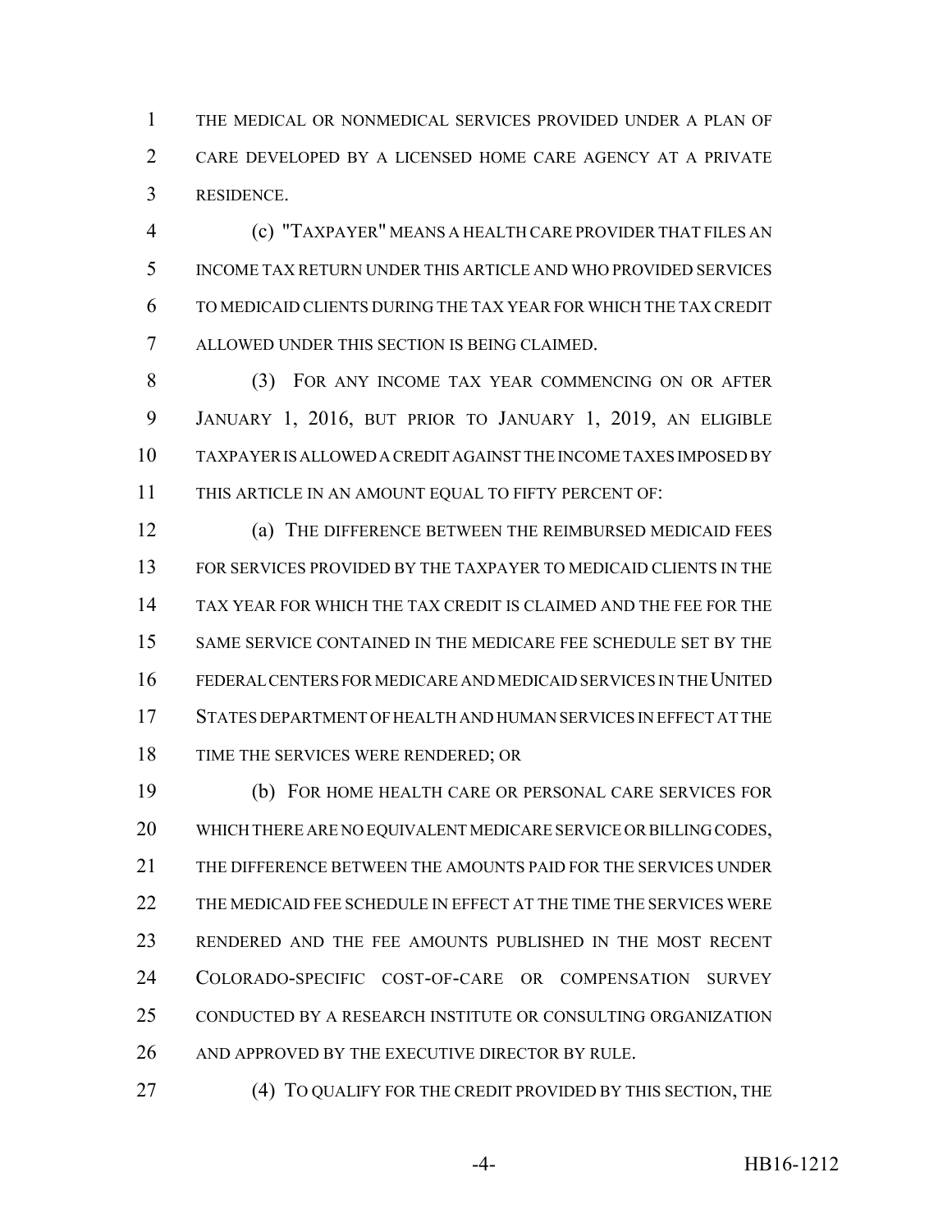THE MEDICAL OR NONMEDICAL SERVICES PROVIDED UNDER A PLAN OF CARE DEVELOPED BY A LICENSED HOME CARE AGENCY AT A PRIVATE RESIDENCE.

(c) "TAXPAYER" MEANS A HEALTH CARE PROVIDER THAT FILES AN INCOME TAX RETURN UNDER THIS ARTICLE AND WHO PROVIDED SERVICES TO MEDICAID CLIENTS DURING THE TAX YEAR FOR WHICH THE TAX CREDIT ALLOWED UNDER THIS SECTION IS BEING CLAIMED.

(3) FOR ANY INCOME TAX YEAR COMMENCING ON OR AFTER JANUARY 1, 2016, BUT PRIOR TO JANUARY 1, 2019, AN ELIGIBLE TAXPAYER IS ALLOWED A CREDIT AGAINST THE INCOME TAXES IMPOSED BY THIS ARTICLE IN AN AMOUNT EQUAL TO FIFTY PERCENT OF:

(a) THE DIFFERENCE BETWEEN THE REIMBURSED MEDICAID FEES FOR SERVICES PROVIDED BY THE TAXPAYER TO MEDICAID CLIENTS IN THE TAX YEAR FOR WHICH THE TAX CREDIT IS CLAIMED AND THE FEE FOR THE SAME SERVICE CONTAINED IN THE MEDICARE FEE SCHEDULE SET BY THE FEDERAL CENTERS FOR MEDICARE AND MEDICAID SERVICES IN THE UNITED STATES DEPARTMENT OF HEALTH AND HUMAN SERVICES IN EFFECT AT THE TIME THE SERVICES WERE RENDERED; OR

(b) FOR HOME HEALTH CARE OR PERSONAL CARE SERVICES FOR WHICH THERE ARE NO EQUIVALENT MEDICARE SERVICE OR BILLING CODES, THE DIFFERENCE BETWEEN THE AMOUNTS PAID FOR THE SERVICES UNDER THE MEDICAID FEE SCHEDULE IN EFFECT AT THE TIME THE SERVICES WERE RENDERED AND THE FEE AMOUNTS PUBLISHED IN THE MOST RECENT COLORADO-SPECIFIC COST-OF-CARE OR COMPENSATION SURVEY CONDUCTED BY A RESEARCH INSTITUTE OR CONSULTING ORGANIZATION AND APPROVED BY THE EXECUTIVE DIRECTOR BY RULE.

(4) TO QUALIFY FOR THE CREDIT PROVIDED BY THIS SECTION, THE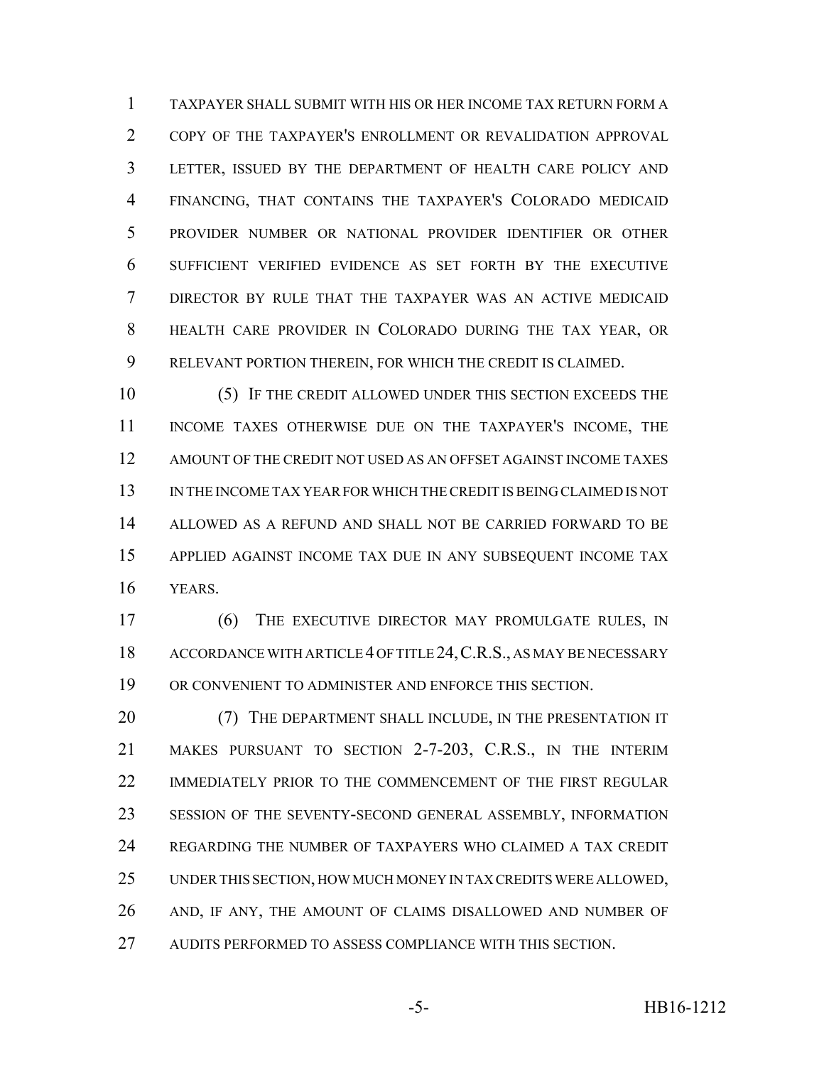TAXPAYER SHALL SUBMIT WITH HIS OR HER INCOME TAX RETURN FORM A COPY OF THE TAXPAYER'S ENROLLMENT OR REVALIDATION APPROVAL LETTER, ISSUED BY THE DEPARTMENT OF HEALTH CARE POLICY AND FINANCING, THAT CONTAINS THE TAXPAYER'S COLORADO MEDICAID PROVIDER NUMBER OR NATIONAL PROVIDER IDENTIFIER OR OTHER SUFFICIENT VERIFIED EVIDENCE AS SET FORTH BY THE EXECUTIVE DIRECTOR BY RULE THAT THE TAXPAYER WAS AN ACTIVE MEDICAID HEALTH CARE PROVIDER IN COLORADO DURING THE TAX YEAR, OR RELEVANT PORTION THEREIN, FOR WHICH THE CREDIT IS CLAIMED.

(5) IF THE CREDIT ALLOWED UNDER THIS SECTION EXCEEDS THE INCOME TAXES OTHERWISE DUE ON THE TAXPAYER'S INCOME, THE AMOUNT OF THE CREDIT NOT USED AS AN OFFSET AGAINST INCOME TAXES IN THE INCOME TAX YEAR FOR WHICH THE CREDIT IS BEING CLAIMED IS NOT ALLOWED AS A REFUND AND SHALL NOT BE CARRIED FORWARD TO BE APPLIED AGAINST INCOME TAX DUE IN ANY SUBSEQUENT INCOME TAX YEARS.

(6) THE EXECUTIVE DIRECTOR MAY PROMULGATE RULES, IN ACCORDANCE WITH ARTICLE 4 OF TITLE 24, C.R.S., AS MAY BE NECESSARY OR CONVENIENT TO ADMINISTER AND ENFORCE THIS SECTION.

(7) THE DEPARTMENT SHALL INCLUDE, IN THE PRESENTATION IT MAKES PURSUANT TO SECTION 2-7-203, C.R.S., IN THE INTERIM IMMEDIATELY PRIOR TO THE COMMENCEMENT OF THE FIRST REGULAR SESSION OF THE SEVENTY-SECOND GENERAL ASSEMBLY, INFORMATION REGARDING THE NUMBER OF TAXPAYERS WHO CLAIMED A TAX CREDIT UNDER THIS SECTION, HOW MUCH MONEY IN TAX CREDITS WERE ALLOWED, AND, IF ANY, THE AMOUNT OF CLAIMS DISALLOWED AND NUMBER OF AUDITS PERFORMED TO ASSESS COMPLIANCE WITH THIS SECTION.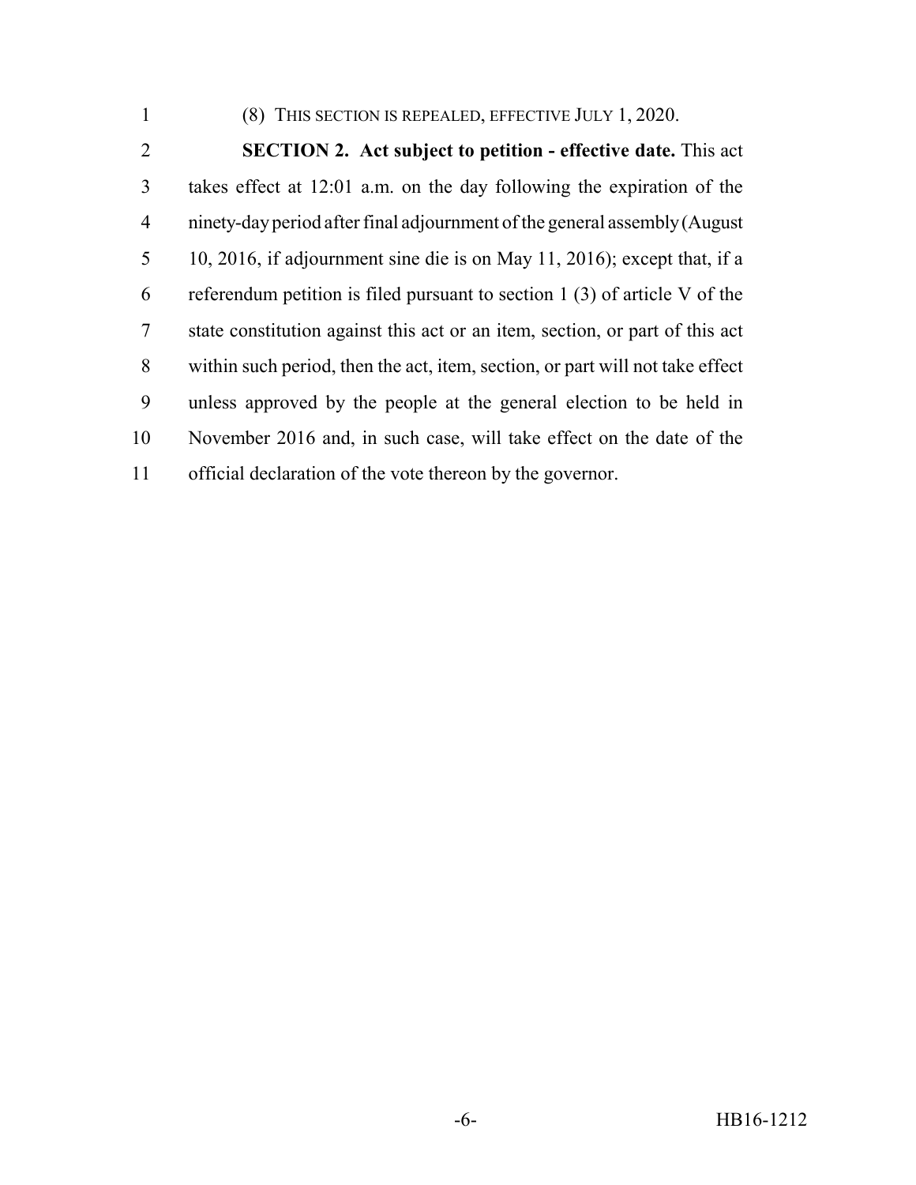(8) THIS SECTION IS REPEALED, EFFECTIVE JULY 1, 2020.

**SECTION 2. Act subject to petition - effective date.** This act takes effect at 12:01 a.m. on the day following the expiration of the ninety-day period after final adjournment of the general assembly (August 10, 2016, if adjournment sine die is on May 11, 2016); except that, if a referendum petition is filed pursuant to section 1 (3) of article V of the state constitution against this act or an item, section, or part of this act within such period, then the act, item, section, or part will not take effect unless approved by the people at the general election to be held in November 2016 and, in such case, will take effect on the date of the official declaration of the vote thereon by the governor.